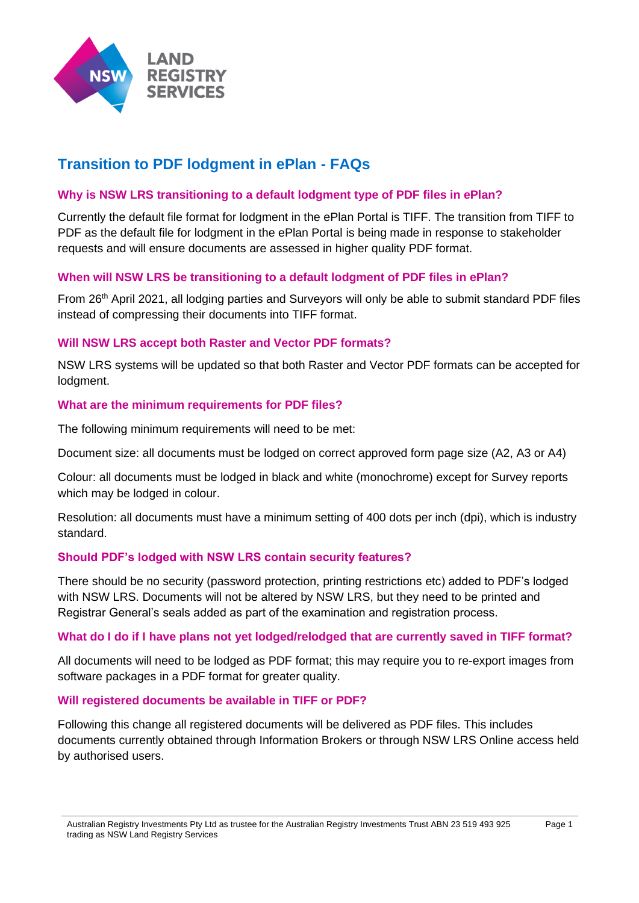# Transition to PDF lodgment in ePlan - FAQs

### Why is NSW LRS transitioning to a default lodgment type of PDF files in ePlan?

Currently the default file format for lodgment in the ePlan Portal is TIFF. The transition from TIFF to PDF as the default file for lodgment in the ePlan Portal is being made in response to stakeholder requests and will ensure documents are assessed in higher quality PDF format.

### When will NSW LRS be transitioning to a default lodgment of PDF files in ePlan?

From 26th April 2021, all lodging parties and Surveyors will only be able to submit standard PDF files instead of compressing their documents into TIFF format.

### Will NSW LRS accept both Raster and Vector PDF formats?

NSW LRS systems will be updated so that both Raster and Vector PDF formats can be accepted for lodgment.

### What are the minimum requirements for PDF files?

The following minimum requirements will need to be met:

Document size: all documents must be lodged on correct approved form page size (A2, A3 or A4)

Colour: all documents must be lodged in black and white (monochrome) except for Survey reports which may be lodged in colour.

Resolution: all documents must have a minimum setting of 400 dots per inch (dpi), which is industry standard.

### Should PDF's lodged with NSW LRS contain security features?

There should be no security (password protection, printing restrictions etc) added to PDF's lodged with NSW LRS. Documents will not be altered by NSW LRS, but they need to be printed and Registrar General's seals added as part of the examination and registration process.

### What do I do if I have plans not yet lodged/relodged that are currently saved in TIFF format?

All documents will need to be lodged as PDF format; this may require you to re-export images from software packages in a PDF format for greater quality.

### Will registered documents be available in TIFF or PDF?

Following this change all registered documents will be delivered as PDF files. This includes documents currently obtained through Information Brokers or through NSW LRS Online access held by authorised users.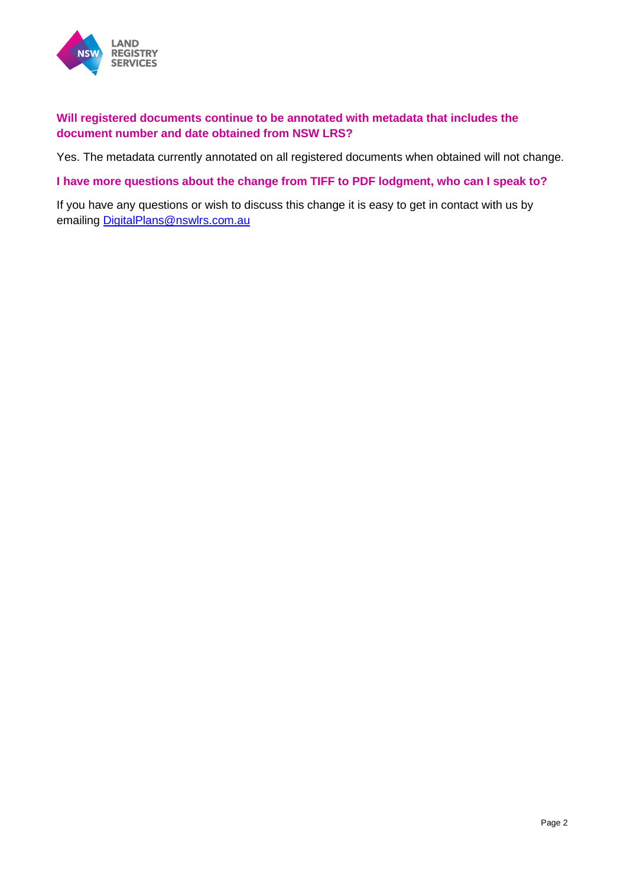### Will registered documents continue to be annotated with metadata that includes the document number and date obtained from NSW LRS?

Yes. The metadata currently annotated on all registered documents when obtained will not change.

### I have more questions about the change from TIFF to PDF lodgment, who can I speak to?

If you have any questions or wish to discuss this change it is easy to get in contact with us by emailing DigitalPlans@nswlrs.com.au